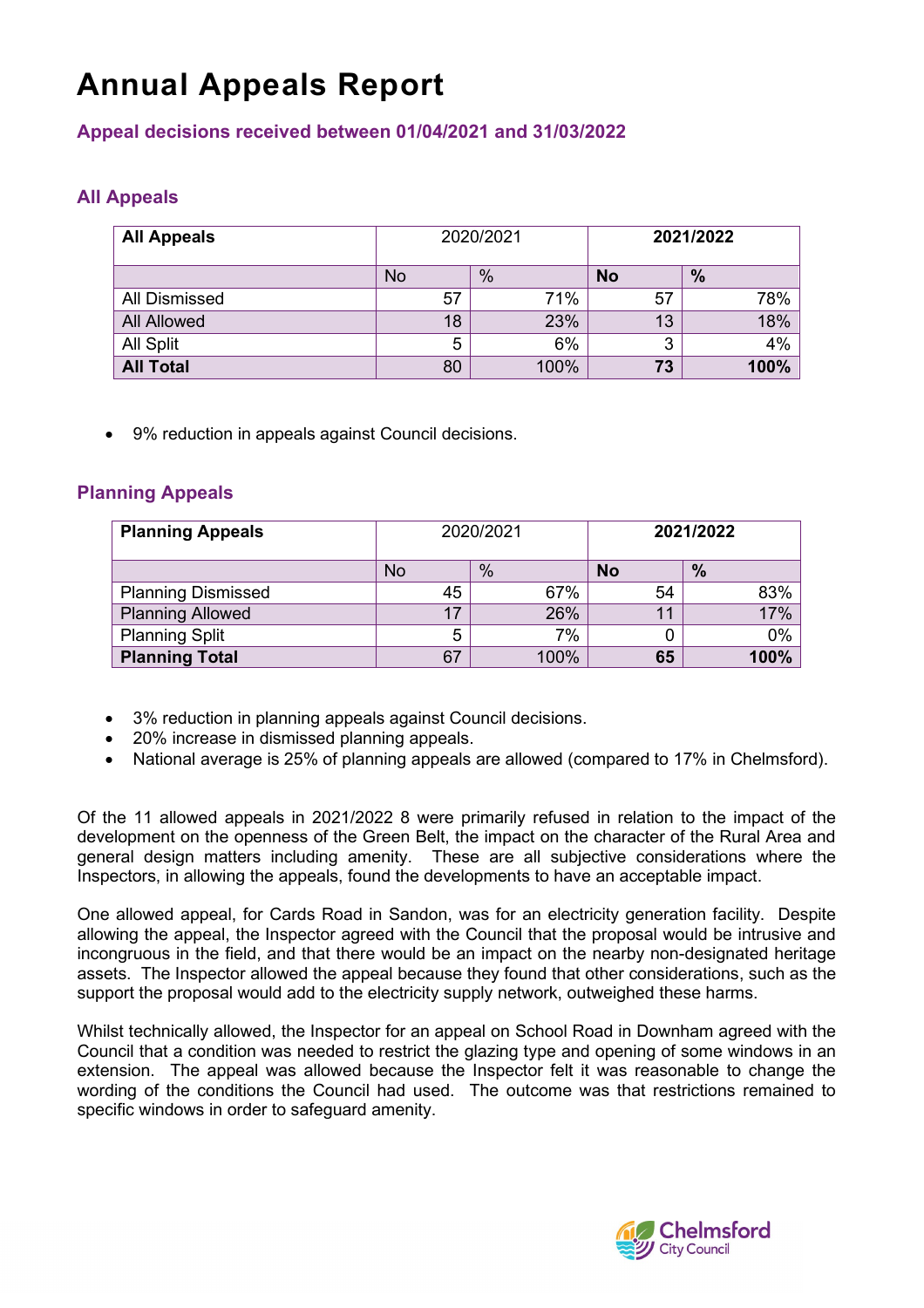# Annual Appeals Report

### Appeal decisions received between 01/04/2021 and 31/03/2022

## All Appeals

| **All Appeals** | 2020/2021 | | **2021/2022** | |
|---|---|---|---|---|
| | No | % | **No** | **%** |
| All Dismissed | 57 | 71% | 57 | 78% |
| All Allowed | 18 | 23% | 13 | 18% |
| All Split | 5 | 6% | 3 | 4% |
| **All Total** | 80 | 100% | **73** | **100%** |

- 9% reduction in appeals against Council decisions.

## Planning Appeals

| **Planning Appeals** | 2020/2021 | | **2021/2022** | |
|---|---|---|---|---|
| | No | % | **No** | **%** |
| Planning Dismissed | 45 | 67% | 54 | 83% |
| Planning Allowed | 17 | 26% | 11 | 17% |
| Planning Split | 5 | 7% | 0 | 0% |
| **Planning Total** | 67 | 100% | **65** | **100%** |

- 3% reduction in planning appeals against Council decisions.
- 20% increase in dismissed planning appeals.
- National average is 25% of planning appeals are allowed (compared to 17% in Chelmsford).

Of the 11 allowed appeals in 2021/2022 8 were primarily refused in relation to the impact of the development on the openness of the Green Belt, the impact on the character of the Rural Area and general design matters including amenity. These are all subjective considerations where the Inspectors, in allowing the appeals, found the developments to have an acceptable impact.

One allowed appeal, for Cards Road in Sandon, was for an electricity generation facility. Despite allowing the appeal, the Inspector agreed with the Council that the proposal would be intrusive and incongruous in the field, and that there would be an impact on the nearby non-designated heritage assets. The Inspector allowed the appeal because they found that other considerations, such as the support the proposal would add to the electricity supply network, outweighed these harms.

Whilst technically allowed, the Inspector for an appeal on School Road in Downham agreed with the Council that a condition was needed to restrict the glazing type and opening of some windows in an extension. The appeal was allowed because the Inspector felt it was reasonable to change the wording of the conditions the Council had used. The outcome was that restrictions remained to specific windows in order to safeguard amenity.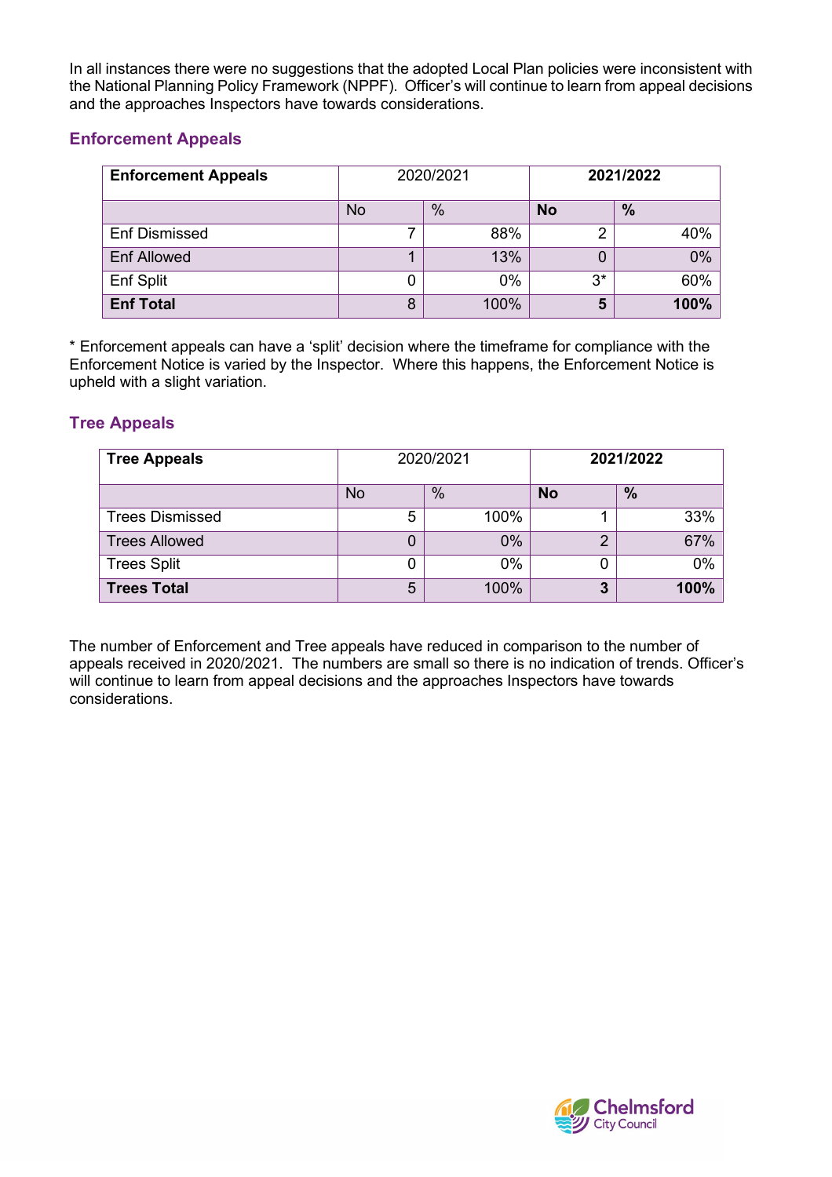In all instances there were no suggestions that the adopted Local Plan policies were inconsistent with the National Planning Policy Framework (NPPF). Officer's will continue to learn from appeal decisions and the approaches Inspectors have towards considerations.

## Enforcement Appeals

| **Enforcement Appeals** | 2020/2021 | | **2021/2022** | |
|---|---|---|---|---|
| | No | % | **No** | **%** |
| Enf Dismissed | 7 | 88% | 2 | 40% |
| Enf Allowed | 1 | 13% | 0 | 0% |
| Enf Split | 0 | 0% | 3* | 60% |
| **Enf Total** | 8 | 100% | **5** | **100%** |

* Enforcement appeals can have a 'split' decision where the timeframe for compliance with the Enforcement Notice is varied by the Inspector. Where this happens, the Enforcement Notice is upheld with a slight variation.

## Tree Appeals

| **Tree Appeals** | 2020/2021 | | **2021/2022** | |
|---|---|---|---|---|
| | No | % | **No** | **%** |
| Trees Dismissed | 5 | 100% | 1 | 33% |
| Trees Allowed | 0 | 0% | 2 | 67% |
| Trees Split | 0 | 0% | 0 | 0% |
| **Trees Total** | 5 | 100% | **3** | **100%** |

The number of Enforcement and Tree appeals have reduced in comparison to the number of appeals received in 2020/2021. The numbers are small so there is no indication of trends. Officer's will continue to learn from appeal decisions and the approaches Inspectors have towards considerations.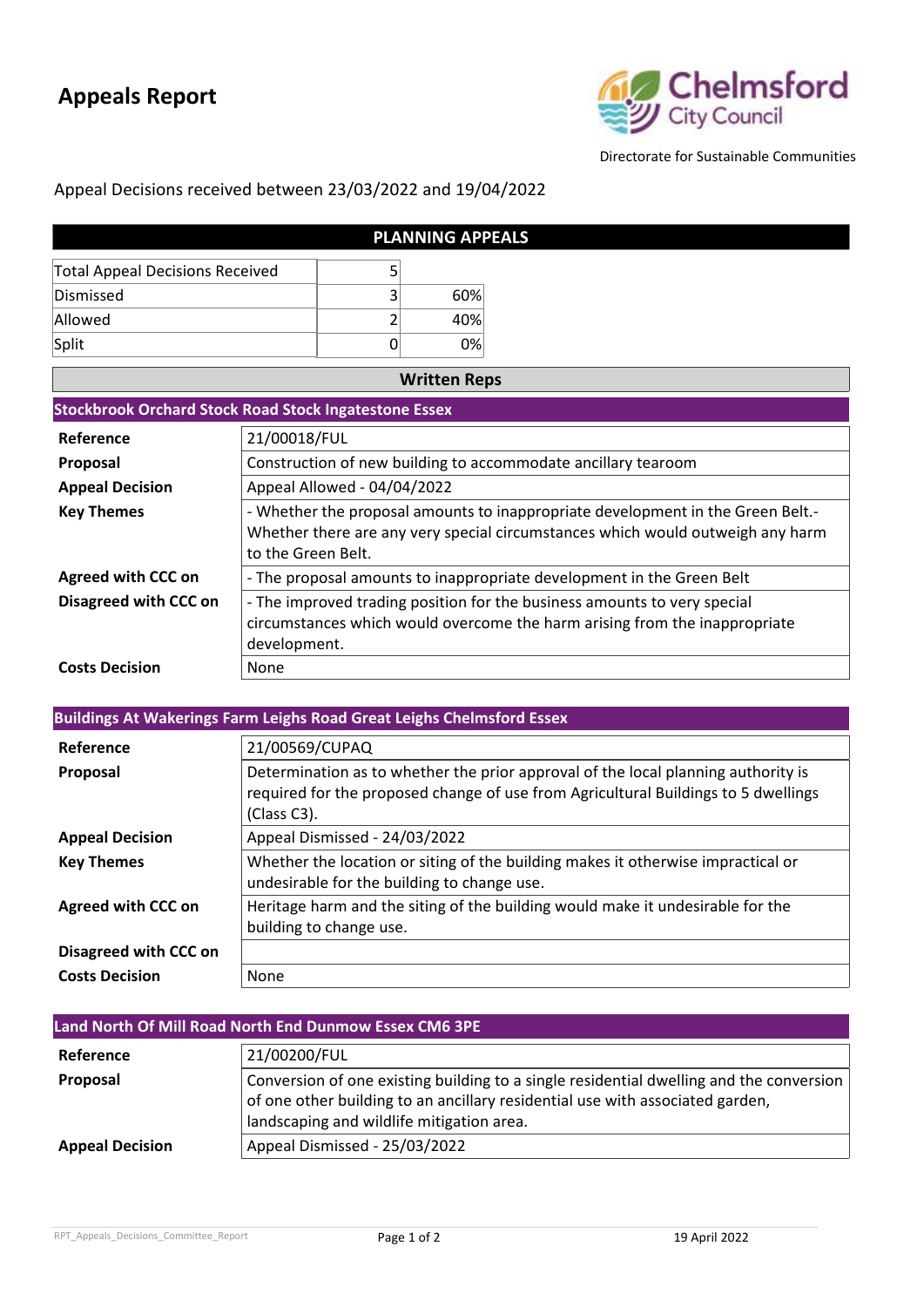# Appeals Report

Chelmsford City Council

Directorate for Sustainable Communities

Appeal Decisions received between 23/03/2022 and 19/04/2022

## PLANNING APPEALS

| | | |
|---|---|---|
| Total Appeal Decisions Received | 5 | |
| Dismissed | 3 | 60% |
| Allowed | 2 | 40% |
| Split | 0 | 0% |

### Written Reps

#### Stockbrook Orchard Stock Road Stock Ingatestone Essex

| | |
|---|---|
| **Reference** | 21/00018/FUL |
| **Proposal** | Construction of new building to accommodate ancillary tearoom |
| **Appeal Decision** | Appeal Allowed - 04/04/2022 |
| **Key Themes** | - Whether the proposal amounts to inappropriate development in the Green Belt.- Whether there are any very special circumstances which would outweigh any harm to the Green Belt. |
| **Agreed with CCC on** | - The proposal amounts to inappropriate development in the Green Belt |
| **Disagreed with CCC on** | - The improved trading position for the business amounts to very special circumstances which would overcome the harm arising from the inappropriate development. |
| **Costs Decision** | None |

#### Buildings At Wakerings Farm Leighs Road Great Leighs Chelmsford Essex

| | |
|---|---|
| **Reference** | 21/00569/CUPAQ |
| **Proposal** | Determination as to whether the prior approval of the local planning authority is required for the proposed change of use from Agricultural Buildings to 5 dwellings (Class C3). |
| **Appeal Decision** | Appeal Dismissed - 24/03/2022 |
| **Key Themes** | Whether the location or siting of the building makes it otherwise impractical or undesirable for the building to change use. |
| **Agreed with CCC on** | Heritage harm and the siting of the building would make it undesirable for the building to change use. |
| **Disagreed with CCC on** | |
| **Costs Decision** | None |

#### Land North Of Mill Road North End Dunmow Essex CM6 3PE

| | |
|---|---|
| **Reference** | 21/00200/FUL |
| **Proposal** | Conversion of one existing building to a single residential dwelling and the conversion of one other building to an ancillary residential use with associated garden, landscaping and wildlife mitigation area. |
| **Appeal Decision** | Appeal Dismissed - 25/03/2022 |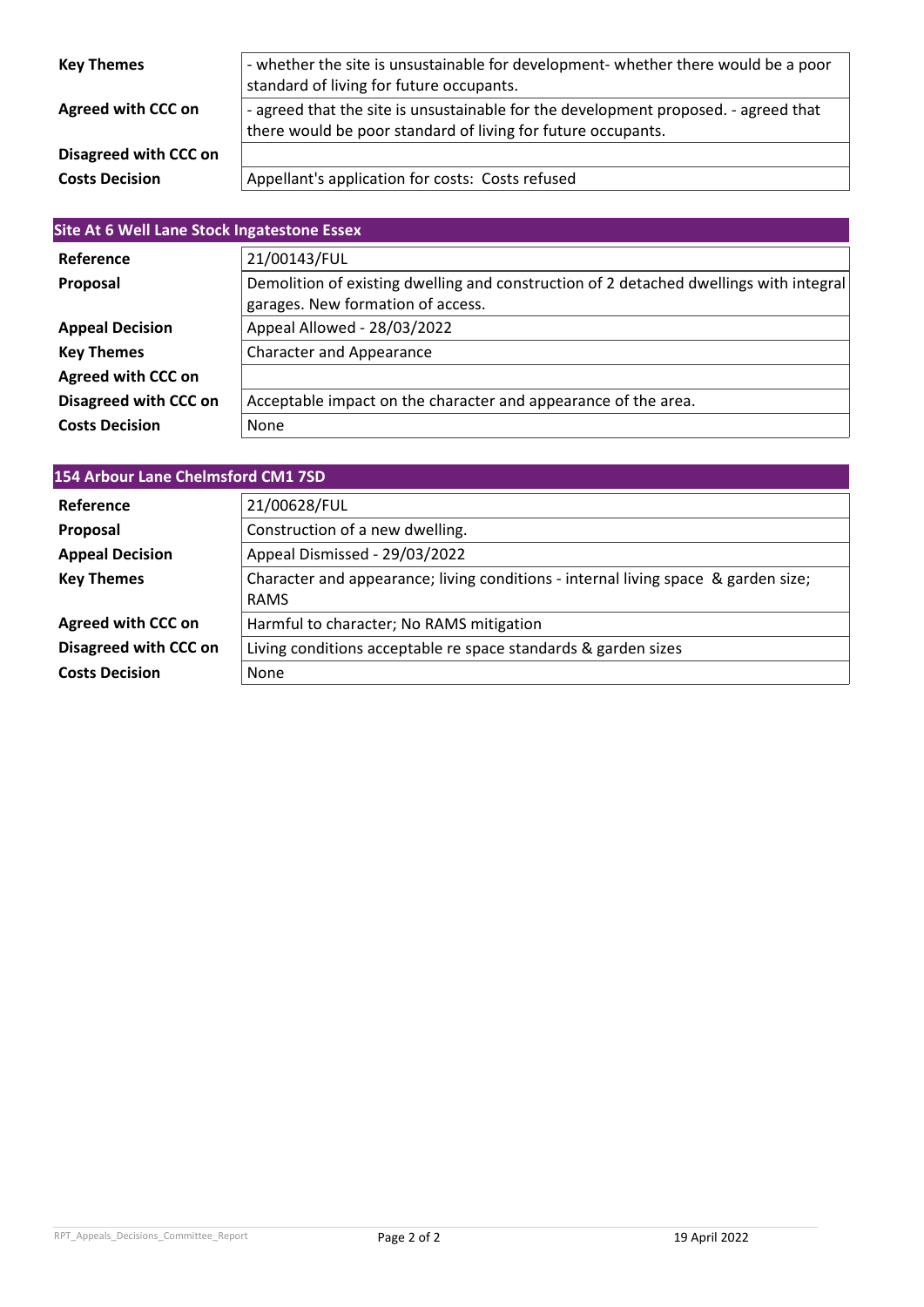| | |
|---|---|
| **Key Themes** | - whether the site is unsustainable for development- whether there would be a poor standard of living for future occupants. |
| **Agreed with CCC on** | - agreed that the site is unsustainable for the development proposed. - agreed that there would be poor standard of living for future occupants. |
| **Disagreed with CCC on** | |
| **Costs Decision** | Appellant's application for costs: Costs refused |

## Site At 6 Well Lane Stock Ingatestone Essex

| | |
|---|---|
| **Reference** | 21/00143/FUL |
| **Proposal** | Demolition of existing dwelling and construction of 2 detached dwellings with integral garages. New formation of access. |
| **Appeal Decision** | Appeal Allowed - 28/03/2022 |
| **Key Themes** | Character and Appearance |
| **Agreed with CCC on** | |
| **Disagreed with CCC on** | Acceptable impact on the character and appearance of the area. |
| **Costs Decision** | None |

## 154 Arbour Lane Chelmsford CM1 7SD

| | |
|---|---|
| **Reference** | 21/00628/FUL |
| **Proposal** | Construction of a new dwelling. |
| **Appeal Decision** | Appeal Dismissed - 29/03/2022 |
| **Key Themes** | Character and appearance; living conditions - internal living space & garden size; RAMS |
| **Agreed with CCC on** | Harmful to character; No RAMS mitigation |
| **Disagreed with CCC on** | Living conditions acceptable re space standards & garden sizes |
| **Costs Decision** | None |